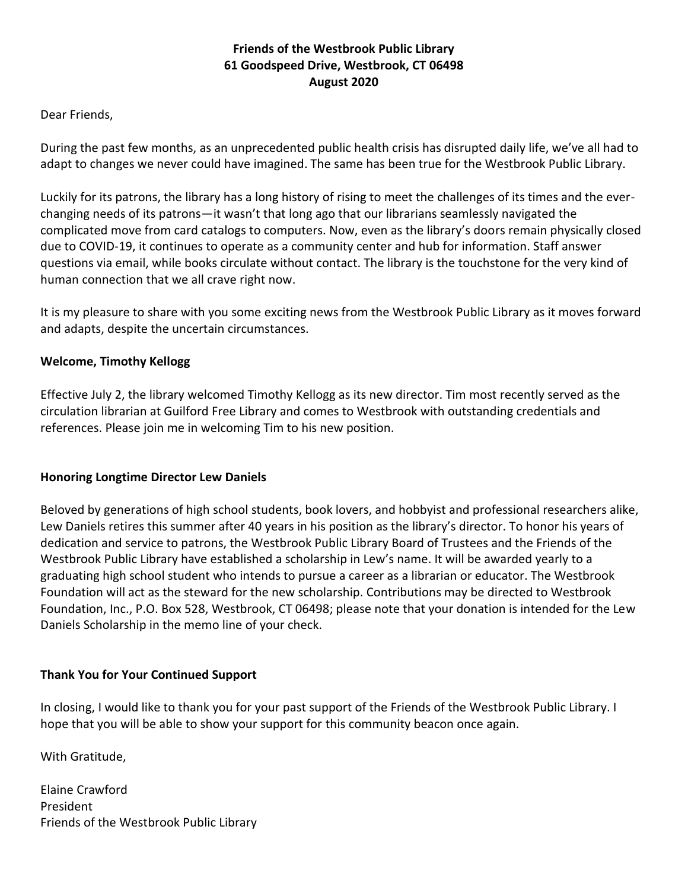**Friends of the Westbrook Public Library**
**61 Goodspeed Drive, Westbrook, CT 06498**
**August 2020**

Dear Friends,

During the past few months, as an unprecedented public health crisis has disrupted daily life, we've all had to adapt to changes we never could have imagined. The same has been true for the Westbrook Public Library.

Luckily for its patrons, the library has a long history of rising to meet the challenges of its times and the ever-changing needs of its patrons—it wasn't that long ago that our librarians seamlessly navigated the complicated move from card catalogs to computers. Now, even as the library's doors remain physically closed due to COVID-19, it continues to operate as a community center and hub for information. Staff answer questions via email, while books circulate without contact. The library is the touchstone for the very kind of human connection that we all crave right now.

It is my pleasure to share with you some exciting news from the Westbrook Public Library as it moves forward and adapts, despite the uncertain circumstances.

**Welcome, Timothy Kellogg**

Effective July 2, the library welcomed Timothy Kellogg as its new director. Tim most recently served as the circulation librarian at Guilford Free Library and comes to Westbrook with outstanding credentials and references. Please join me in welcoming Tim to his new position.

**Honoring Longtime Director Lew Daniels**

Beloved by generations of high school students, book lovers, and hobbyist and professional researchers alike, Lew Daniels retires this summer after 40 years in his position as the library's director. To honor his years of dedication and service to patrons, the Westbrook Public Library Board of Trustees and the Friends of the Westbrook Public Library have established a scholarship in Lew's name. It will be awarded yearly to a graduating high school student who intends to pursue a career as a librarian or educator. The Westbrook Foundation will act as the steward for the new scholarship. Contributions may be directed to Westbrook Foundation, Inc., P.O. Box 528, Westbrook, CT 06498; please note that your donation is intended for the Lew Daniels Scholarship in the memo line of your check.

**Thank You for Your Continued Support**

In closing, I would like to thank you for your past support of the Friends of the Westbrook Public Library. I hope that you will be able to show your support for this community beacon once again.

With Gratitude,

Elaine Crawford
President
Friends of the Westbrook Public Library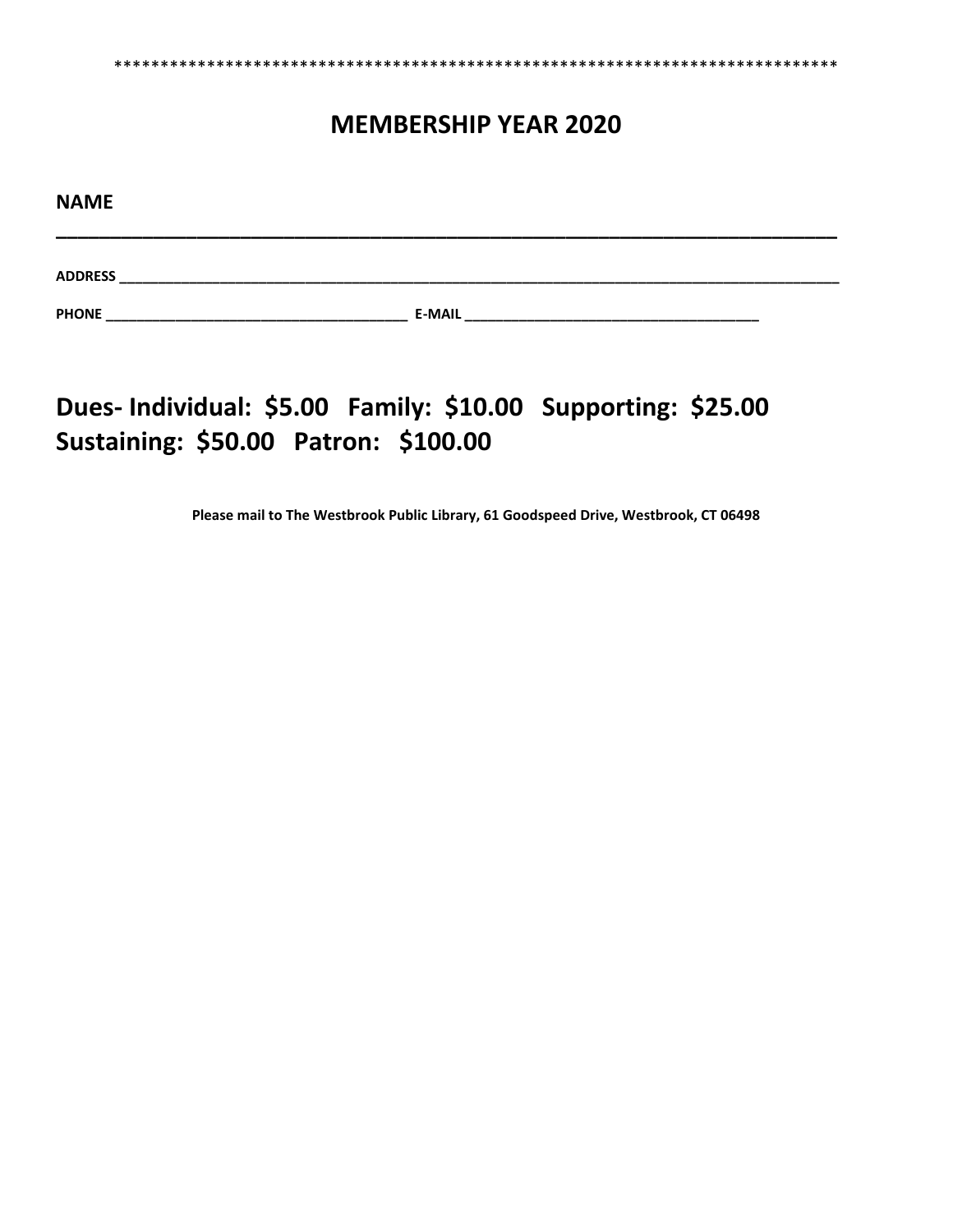********************************************************************************

## MEMBERSHIP YEAR 2020

**NAME**

**_________________________________________________________________**

**ADDRESS** ______________________________________________________________________________

**PHONE** ___________________________________ **E-MAIL** __________________________________

## Dues- Individual: $5.00 Family: $10.00 Supporting: $25.00 Sustaining: $50.00 Patron: $100.00

**Please mail to The Westbrook Public Library, 61 Goodspeed Drive, Westbrook, CT 06498**